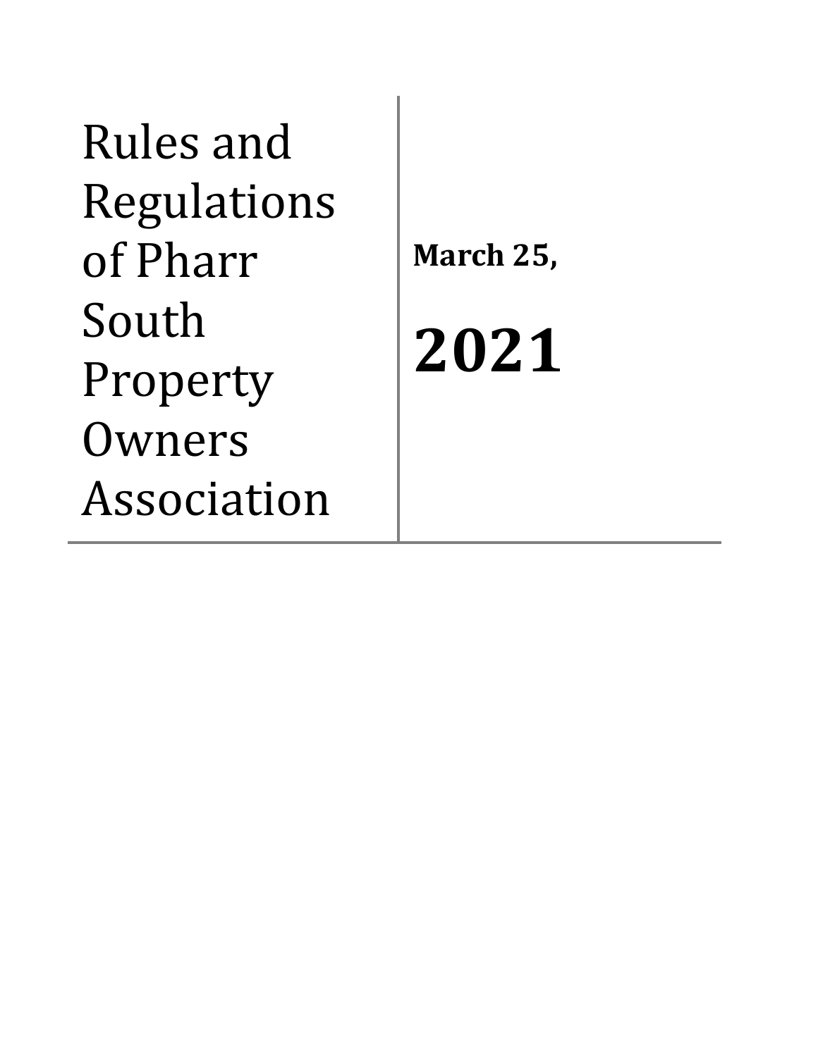# Rules and Regulations of Pharr South Property Owners Association

**March 25,**

# **2021**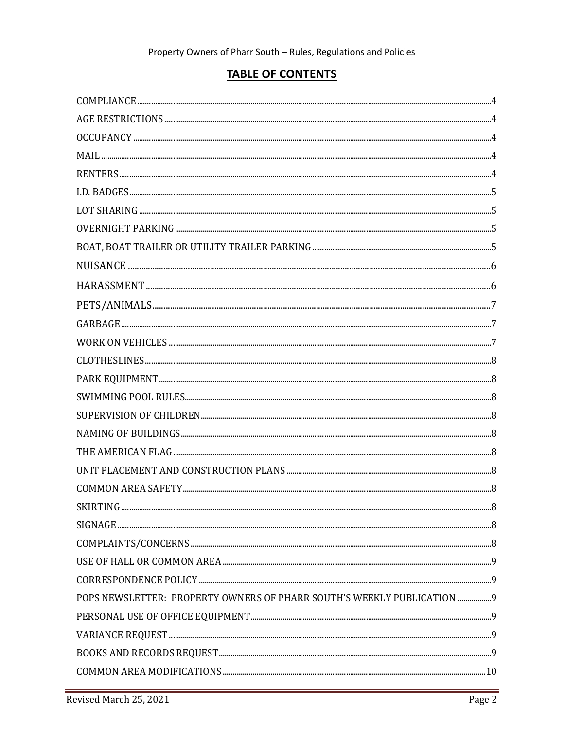## TABLE OF CONTENTS

| | |
|---|---|
| COMPLIANCE | 4 |
| AGE RESTRICTIONS | 4 |
| OCCUPANCY | 4 |
| MAIL | 4 |
| RENTERS | 4 |
| I.D. BADGES | 5 |
| LOT SHARING | 5 |
| OVERNIGHT PARKING | 5 |
| BOAT, BOAT TRAILER OR UTILITY TRAILER PARKING | 5 |
| NUISANCE | 6 |
| HARASSMENT | 6 |
| PETS/ANIMALS | 7 |
| GARBAGE | 7 |
| WORK ON VEHICLES | 7 |
| CLOTHESLINES | 8 |
| PARK EQUIPMENT | 8 |
| SWIMMING POOL RULES | 8 |
| SUPERVISION OF CHILDREN | 8 |
| NAMING OF BUILDINGS | 8 |
| THE AMERICAN FLAG | 8 |
| UNIT PLACEMENT AND CONSTRUCTION PLANS | 8 |
| COMMON AREA SAFETY | 8 |
| SKIRTING | 8 |
| SIGNAGE | 8 |
| COMPLAINTS/CONCERNS | 8 |
| USE OF HALL OR COMMON AREA | 9 |
| CORRESPONDENCE POLICY | 9 |
| POPS NEWSLETTER: PROPERTY OWNERS OF PHARR SOUTH'S WEEKLY PUBLICATION | 9 |
| PERSONAL USE OF OFFICE EQUIPMENT | 9 |
| VARIANCE REQUEST | 9 |
| BOOKS AND RECORDS REQUEST | 9 |
| COMMON AREA MODIFICATIONS | 10 |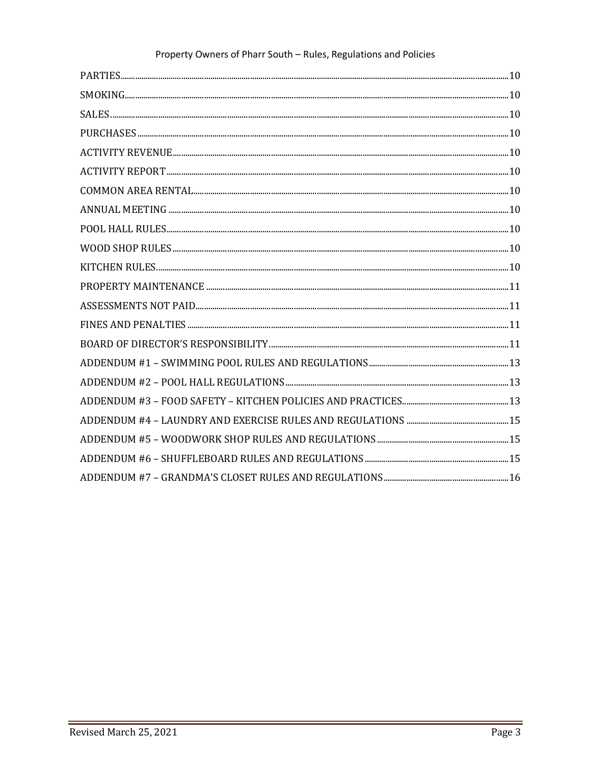PARTIES ..... 10

SMOKING ..... 10

SALES ..... 10

PURCHASES ..... 10

ACTIVITY REVENUE ..... 10

ACTIVITY REPORT ..... 10

COMMON AREA RENTAL ..... 10

ANNUAL MEETING ..... 10

POOL HALL RULES ..... 10

WOOD SHOP RULES ..... 10

KITCHEN RULES ..... 10

PROPERTY MAINTENANCE ..... 11

ASSESSMENTS NOT PAID ..... 11

FINES AND PENALTIES ..... 11

BOARD OF DIRECTOR'S RESPONSIBILITY ..... 11

ADDENDUM #1 – SWIMMING POOL RULES AND REGULATIONS ..... 13

ADDENDUM #2 – POOL HALL REGULATIONS ..... 13

ADDENDUM #3 – FOOD SAFETY – KITCHEN POLICIES AND PRACTICES ..... 13

ADDENDUM #4 – LAUNDRY AND EXERCISE RULES AND REGULATIONS ..... 15

ADDENDUM #5 – WOODWORK SHOP RULES AND REGULATIONS ..... 15

ADDENDUM #6 – SHUFFLEBOARD RULES AND REGULATIONS ..... 15

ADDENDUM #7 – GRANDMA'S CLOSET RULES AND REGULATIONS ..... 16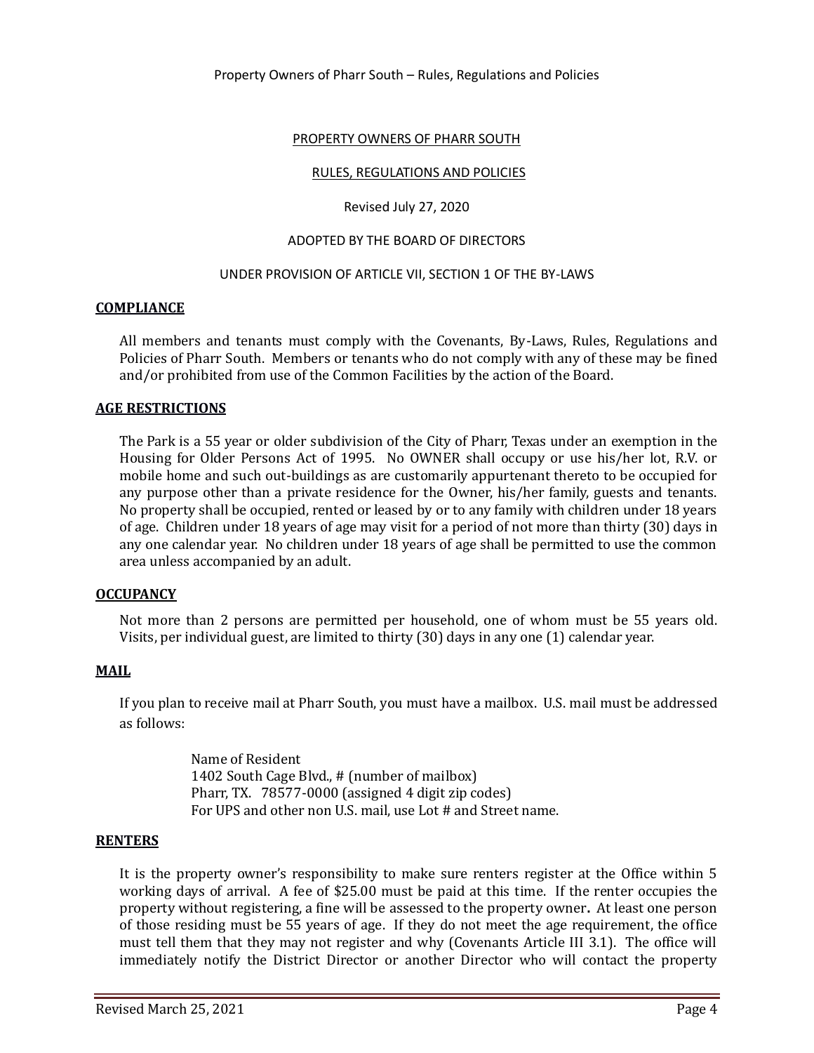## PROPERTY OWNERS OF PHARR SOUTH

## RULES, REGULATIONS AND POLICIES

Revised July 27, 2020

ADOPTED BY THE BOARD OF DIRECTORS

UNDER PROVISION OF ARTICLE VII, SECTION 1 OF THE BY-LAWS

### COMPLIANCE

All members and tenants must comply with the Covenants, By-Laws, Rules, Regulations and Policies of Pharr South. Members or tenants who do not comply with any of these may be fined and/or prohibited from use of the Common Facilities by the action of the Board.

### AGE RESTRICTIONS

The Park is a 55 year or older subdivision of the City of Pharr, Texas under an exemption in the Housing for Older Persons Act of 1995. No OWNER shall occupy or use his/her lot, R.V. or mobile home and such out-buildings as are customarily appurtenant thereto to be occupied for any purpose other than a private residence for the Owner, his/her family, guests and tenants. No property shall be occupied, rented or leased by or to any family with children under 18 years of age. Children under 18 years of age may visit for a period of not more than thirty (30) days in any one calendar year. No children under 18 years of age shall be permitted to use the common area unless accompanied by an adult.

### OCCUPANCY

Not more than 2 persons are permitted per household, one of whom must be 55 years old. Visits, per individual guest, are limited to thirty (30) days in any one (1) calendar year.

### MAIL

If you plan to receive mail at Pharr South, you must have a mailbox. U.S. mail must be addressed as follows:

Name of Resident  
1402 South Cage Blvd., # (number of mailbox)  
Pharr, TX. 78577-0000 (assigned 4 digit zip codes)  
For UPS and other non U.S. mail, use Lot # and Street name.

### RENTERS

It is the property owner's responsibility to make sure renters register at the Office within 5 working days of arrival. A fee of $25.00 must be paid at this time. If the renter occupies the property without registering, a fine will be assessed to the property owner**.** At least one person of those residing must be 55 years of age. If they do not meet the age requirement, the office must tell them that they may not register and why (Covenants Article III 3.1). The office will immediately notify the District Director or another Director who will contact the property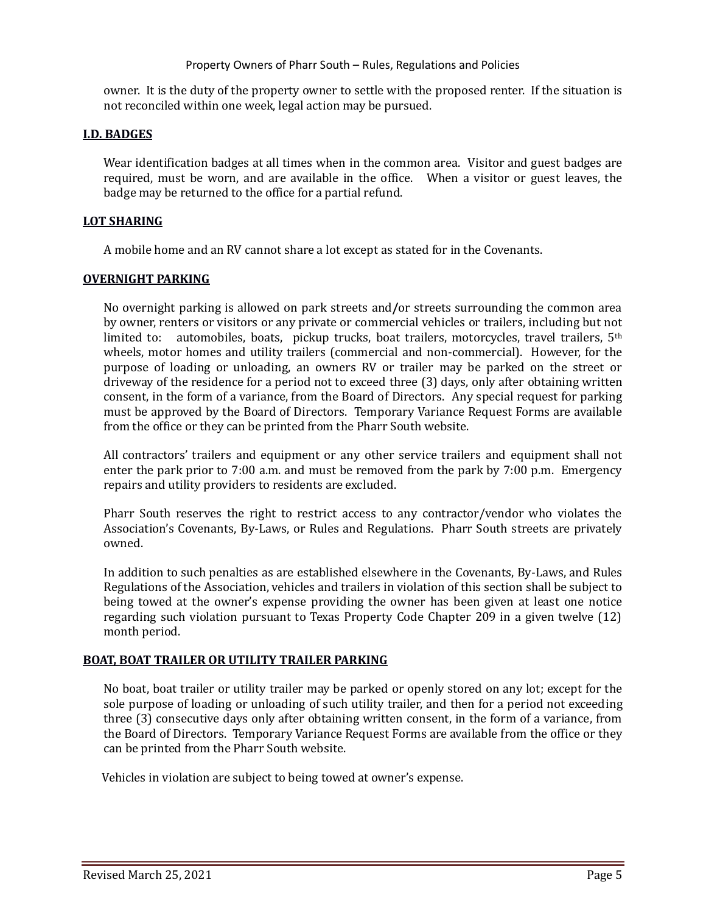owner. It is the duty of the property owner to settle with the proposed renter. If the situation is not reconciled within one week, legal action may be pursued.

**I.D. BADGES**

Wear identification badges at all times when in the common area. Visitor and guest badges are required, must be worn, and are available in the office. When a visitor or guest leaves, the badge may be returned to the office for a partial refund.

**LOT SHARING**

A mobile home and an RV cannot share a lot except as stated for in the Covenants.

**OVERNIGHT PARKING**

No overnight parking is allowed on park streets and/or streets surrounding the common area by owner, renters or visitors or any private or commercial vehicles or trailers, including but not limited to: automobiles, boats, pickup trucks, boat trailers, motorcycles, travel trailers, 5th wheels, motor homes and utility trailers (commercial and non-commercial). However, for the purpose of loading or unloading, an owners RV or trailer may be parked on the street or driveway of the residence for a period not to exceed three (3) days, only after obtaining written consent, in the form of a variance, from the Board of Directors. Any special request for parking must be approved by the Board of Directors. Temporary Variance Request Forms are available from the office or they can be printed from the Pharr South website.

All contractors' trailers and equipment or any other service trailers and equipment shall not enter the park prior to 7:00 a.m. and must be removed from the park by 7:00 p.m. Emergency repairs and utility providers to residents are excluded.

Pharr South reserves the right to restrict access to any contractor/vendor who violates the Association's Covenants, By-Laws, or Rules and Regulations. Pharr South streets are privately owned.

In addition to such penalties as are established elsewhere in the Covenants, By-Laws, and Rules Regulations of the Association, vehicles and trailers in violation of this section shall be subject to being towed at the owner's expense providing the owner has been given at least one notice regarding such violation pursuant to Texas Property Code Chapter 209 in a given twelve (12) month period.

**BOAT, BOAT TRAILER OR UTILITY TRAILER PARKING**

No boat, boat trailer or utility trailer may be parked or openly stored on any lot; except for the sole purpose of loading or unloading of such utility trailer, and then for a period not exceeding three (3) consecutive days only after obtaining written consent, in the form of a variance, from the Board of Directors. Temporary Variance Request Forms are available from the office or they can be printed from the Pharr South website.

Vehicles in violation are subject to being towed at owner's expense.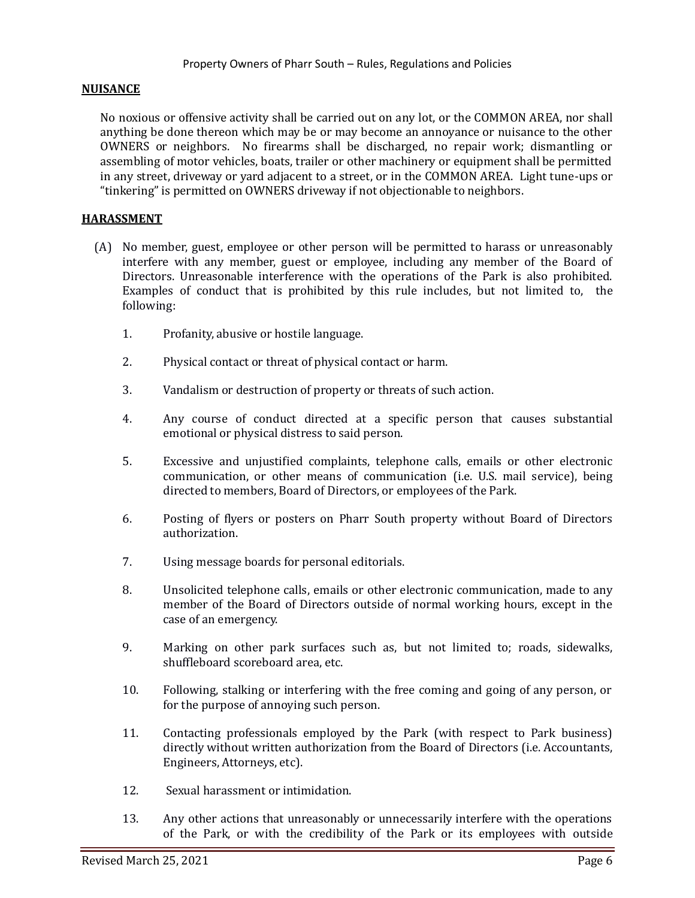## NUISANCE

No noxious or offensive activity shall be carried out on any lot, or the COMMON AREA, nor shall anything be done thereon which may be or may become an annoyance or nuisance to the other OWNERS or neighbors. No firearms shall be discharged, no repair work; dismantling or assembling of motor vehicles, boats, trailer or other machinery or equipment shall be permitted in any street, driveway or yard adjacent to a street, or in the COMMON AREA. Light tune-ups or "tinkering" is permitted on OWNERS driveway if not objectionable to neighbors.

## HARASSMENT

(A) No member, guest, employee or other person will be permitted to harass or unreasonably interfere with any member, guest or employee, including any member of the Board of Directors. Unreasonable interference with the operations of the Park is also prohibited. Examples of conduct that is prohibited by this rule includes, but not limited to, the following:

1. Profanity, abusive or hostile language.
2. Physical contact or threat of physical contact or harm.
3. Vandalism or destruction of property or threats of such action.
4. Any course of conduct directed at a specific person that causes substantial emotional or physical distress to said person.
5. Excessive and unjustified complaints, telephone calls, emails or other electronic communication, or other means of communication (i.e. U.S. mail service), being directed to members, Board of Directors, or employees of the Park.
6. Posting of flyers or posters on Pharr South property without Board of Directors authorization.
7. Using message boards for personal editorials.
8. Unsolicited telephone calls, emails or other electronic communication, made to any member of the Board of Directors outside of normal working hours, except in the case of an emergency.
9. Marking on other park surfaces such as, but not limited to; roads, sidewalks, shuffleboard scoreboard area, etc.
10. Following, stalking or interfering with the free coming and going of any person, or for the purpose of annoying such person.
11. Contacting professionals employed by the Park (with respect to Park business) directly without written authorization from the Board of Directors (i.e. Accountants, Engineers, Attorneys, etc).
12. Sexual harassment or intimidation.
13. Any other actions that unreasonably or unnecessarily interfere with the operations of the Park, or with the credibility of the Park or its employees with outside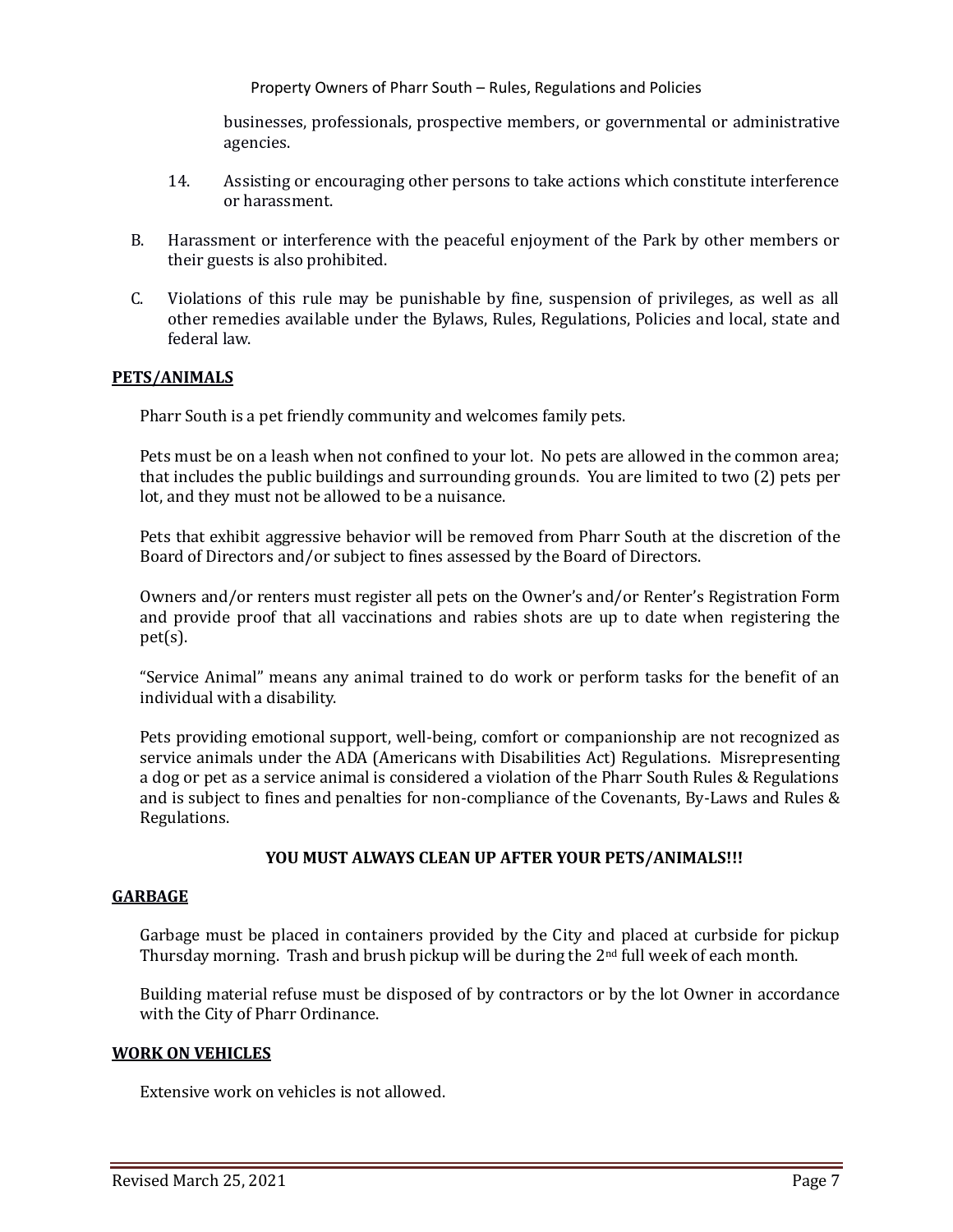businesses, professionals, prospective members, or governmental or administrative agencies.

14. Assisting or encouraging other persons to take actions which constitute interference or harassment.

B. Harassment or interference with the peaceful enjoyment of the Park by other members or their guests is also prohibited.

C. Violations of this rule may be punishable by fine, suspension of privileges, as well as all other remedies available under the Bylaws, Rules, Regulations, Policies and local, state and federal law.

## PETS/ANIMALS

Pharr South is a pet friendly community and welcomes family pets.

Pets must be on a leash when not confined to your lot. No pets are allowed in the common area; that includes the public buildings and surrounding grounds. You are limited to two (2) pets per lot, and they must not be allowed to be a nuisance.

Pets that exhibit aggressive behavior will be removed from Pharr South at the discretion of the Board of Directors and/or subject to fines assessed by the Board of Directors.

Owners and/or renters must register all pets on the Owner's and/or Renter's Registration Form and provide proof that all vaccinations and rabies shots are up to date when registering the pet(s).

"Service Animal" means any animal trained to do work or perform tasks for the benefit of an individual with a disability.

Pets providing emotional support, well-being, comfort or companionship are not recognized as service animals under the ADA (Americans with Disabilities Act) Regulations. Misrepresenting a dog or pet as a service animal is considered a violation of the Pharr South Rules & Regulations and is subject to fines and penalties for non-compliance of the Covenants, By-Laws and Rules & Regulations.

**YOU MUST ALWAYS CLEAN UP AFTER YOUR PETS/ANIMALS!!!**

## GARBAGE

Garbage must be placed in containers provided by the City and placed at curbside for pickup Thursday morning. Trash and brush pickup will be during the 2nd full week of each month.

Building material refuse must be disposed of by contractors or by the lot Owner in accordance with the City of Pharr Ordinance.

## WORK ON VEHICLES

Extensive work on vehicles is not allowed.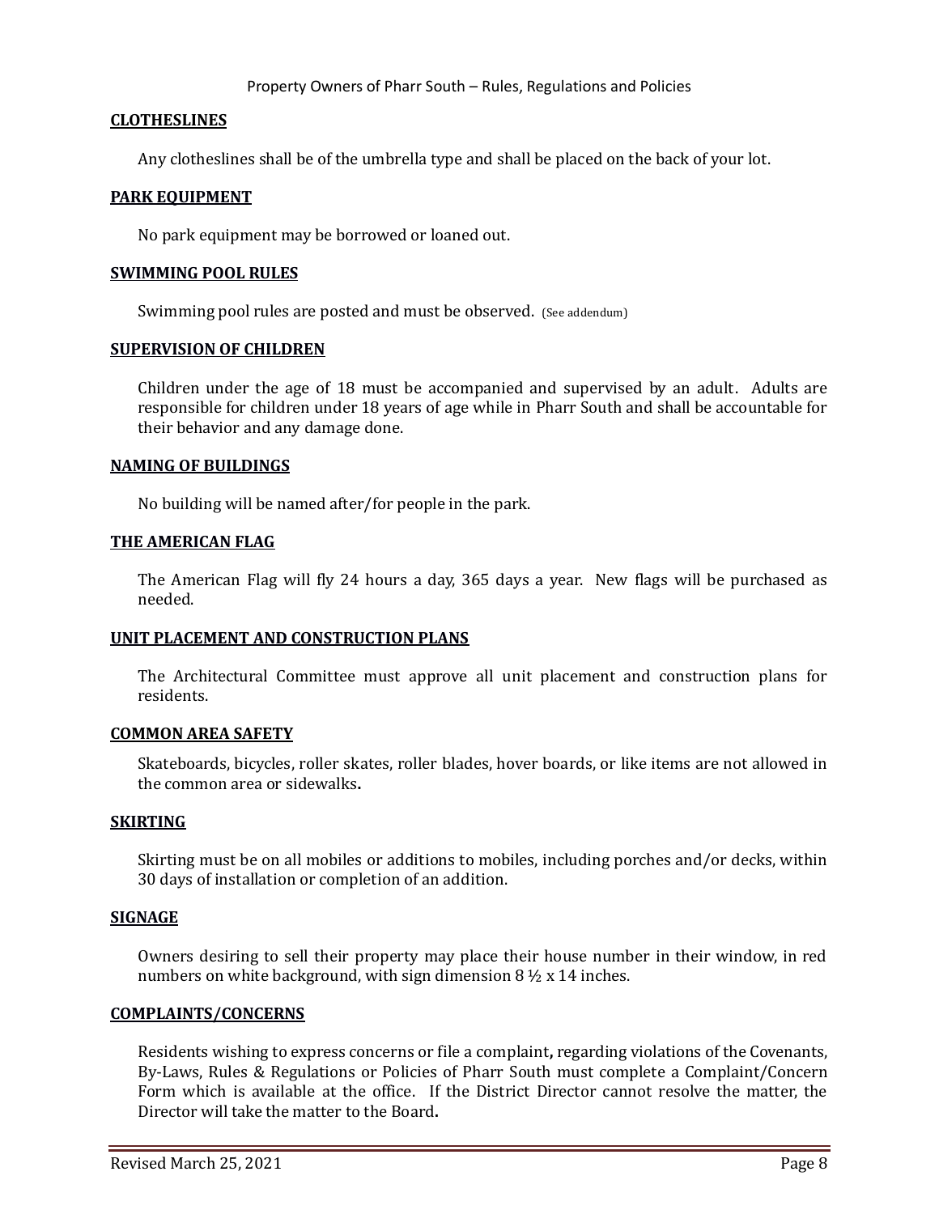## CLOTHESLINES

Any clotheslines shall be of the umbrella type and shall be placed on the back of your lot.

## PARK EQUIPMENT

No park equipment may be borrowed or loaned out.

## SWIMMING POOL RULES

Swimming pool rules are posted and must be observed. (See addendum)

## SUPERVISION OF CHILDREN

Children under the age of 18 must be accompanied and supervised by an adult. Adults are responsible for children under 18 years of age while in Pharr South and shall be accountable for their behavior and any damage done.

## NAMING OF BUILDINGS

No building will be named after/for people in the park.

## THE AMERICAN FLAG

The American Flag will fly 24 hours a day, 365 days a year. New flags will be purchased as needed.

## UNIT PLACEMENT AND CONSTRUCTION PLANS

The Architectural Committee must approve all unit placement and construction plans for residents.

## COMMON AREA SAFETY

Skateboards, bicycles, roller skates, roller blades, hover boards, or like items are not allowed in the common area or sidewalks**.**

## SKIRTING

Skirting must be on all mobiles or additions to mobiles, including porches and/or decks, within 30 days of installation or completion of an addition.

## SIGNAGE

Owners desiring to sell their property may place their house number in their window, in red numbers on white background, with sign dimension 8 ½ x 14 inches.

## COMPLAINTS/CONCERNS

Residents wishing to express concerns or file a complaint**,** regarding violations of the Covenants, By-Laws, Rules & Regulations or Policies of Pharr South must complete a Complaint/Concern Form which is available at the office. If the District Director cannot resolve the matter, the Director will take the matter to the Board**.**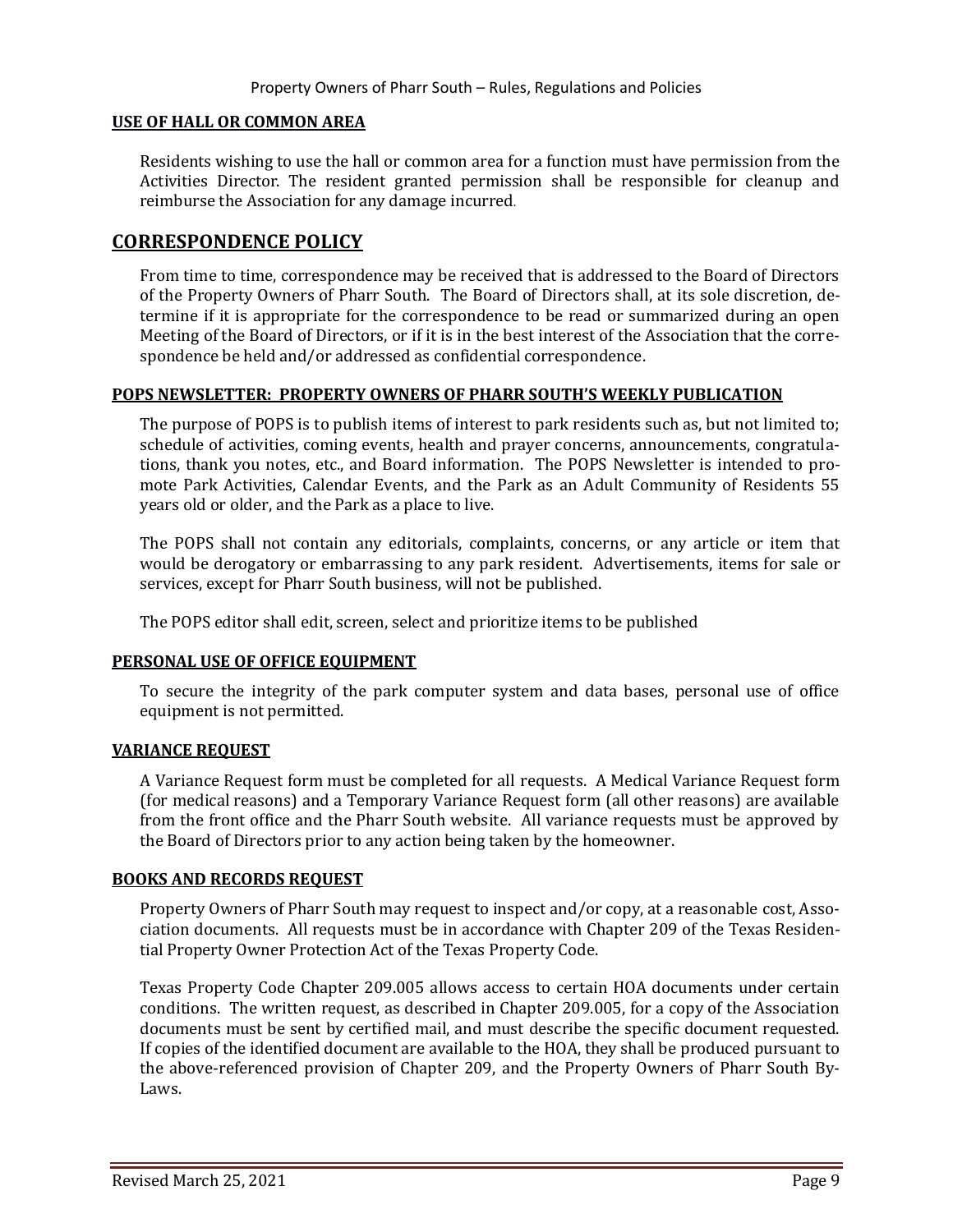### USE OF HALL OR COMMON AREA

Residents wishing to use the hall or common area for a function must have permission from the Activities Director. The resident granted permission shall be responsible for cleanup and reimburse the Association for any damage incurred.

## CORRESPONDENCE POLICY

From time to time, correspondence may be received that is addressed to the Board of Directors of the Property Owners of Pharr South. The Board of Directors shall, at its sole discretion, determine if it is appropriate for the correspondence to be read or summarized during an open Meeting of the Board of Directors, or if it is in the best interest of the Association that the correspondence be held and/or addressed as confidential correspondence.

### POPS NEWSLETTER: PROPERTY OWNERS OF PHARR SOUTH'S WEEKLY PUBLICATION

The purpose of POPS is to publish items of interest to park residents such as, but not limited to; schedule of activities, coming events, health and prayer concerns, announcements, congratulations, thank you notes, etc., and Board information. The POPS Newsletter is intended to promote Park Activities, Calendar Events, and the Park as an Adult Community of Residents 55 years old or older, and the Park as a place to live.

The POPS shall not contain any editorials, complaints, concerns, or any article or item that would be derogatory or embarrassing to any park resident. Advertisements, items for sale or services, except for Pharr South business, will not be published.

The POPS editor shall edit, screen, select and prioritize items to be published

### PERSONAL USE OF OFFICE EQUIPMENT

To secure the integrity of the park computer system and data bases, personal use of office equipment is not permitted.

### VARIANCE REQUEST

A Variance Request form must be completed for all requests. A Medical Variance Request form (for medical reasons) and a Temporary Variance Request form (all other reasons) are available from the front office and the Pharr South website. All variance requests must be approved by the Board of Directors prior to any action being taken by the homeowner.

### BOOKS AND RECORDS REQUEST

Property Owners of Pharr South may request to inspect and/or copy, at a reasonable cost, Association documents. All requests must be in accordance with Chapter 209 of the Texas Residential Property Owner Protection Act of the Texas Property Code.

Texas Property Code Chapter 209.005 allows access to certain HOA documents under certain conditions. The written request, as described in Chapter 209.005, for a copy of the Association documents must be sent by certified mail, and must describe the specific document requested. If copies of the identified document are available to the HOA, they shall be produced pursuant to the above-referenced provision of Chapter 209, and the Property Owners of Pharr South By-Laws.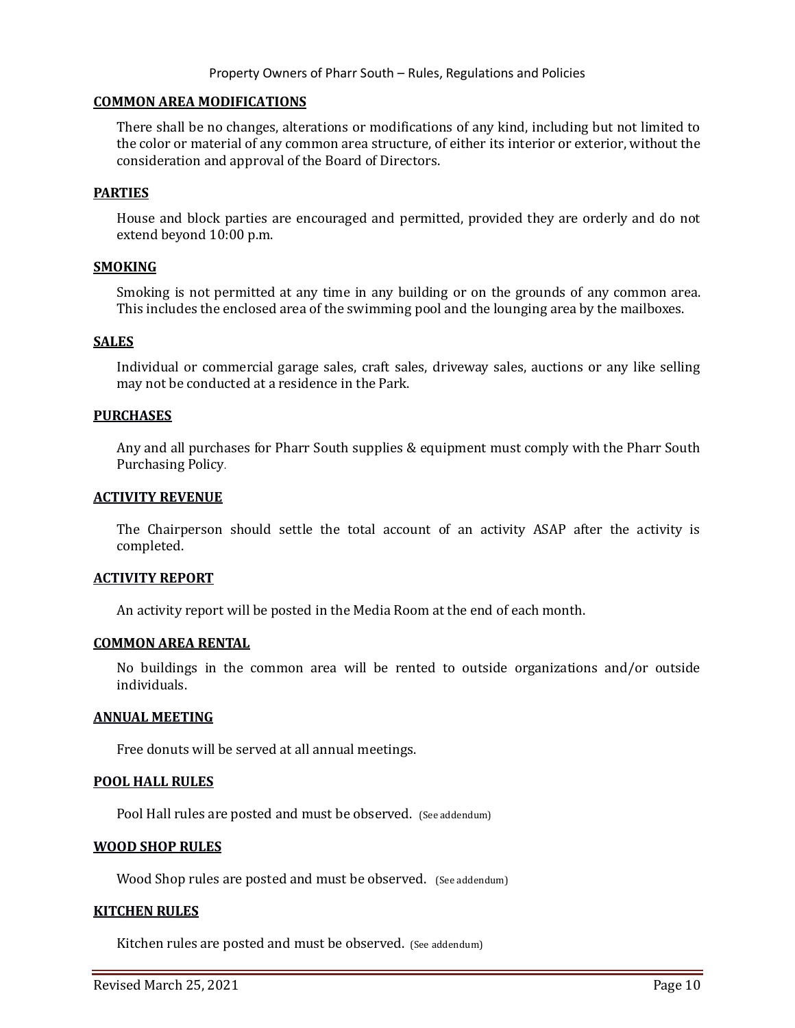## COMMON AREA MODIFICATIONS

There shall be no changes, alterations or modifications of any kind, including but not limited to the color or material of any common area structure, of either its interior or exterior, without the consideration and approval of the Board of Directors.

## PARTIES

House and block parties are encouraged and permitted, provided they are orderly and do not extend beyond 10:00 p.m.

## SMOKING

Smoking is not permitted at any time in any building or on the grounds of any common area. This includes the enclosed area of the swimming pool and the lounging area by the mailboxes.

## SALES

Individual or commercial garage sales, craft sales, driveway sales, auctions or any like selling may not be conducted at a residence in the Park.

## PURCHASES

Any and all purchases for Pharr South supplies & equipment must comply with the Pharr South Purchasing Policy.

## ACTIVITY REVENUE

The Chairperson should settle the total account of an activity ASAP after the activity is completed.

## ACTIVITY REPORT

An activity report will be posted in the Media Room at the end of each month.

## COMMON AREA RENTAL

No buildings in the common area will be rented to outside organizations and/or outside individuals.

## ANNUAL MEETING

Free donuts will be served at all annual meetings.

## POOL HALL RULES

Pool Hall rules are posted and must be observed. (See addendum)

## WOOD SHOP RULES

Wood Shop rules are posted and must be observed. (See addendum)

## KITCHEN RULES

Kitchen rules are posted and must be observed. (See addendum)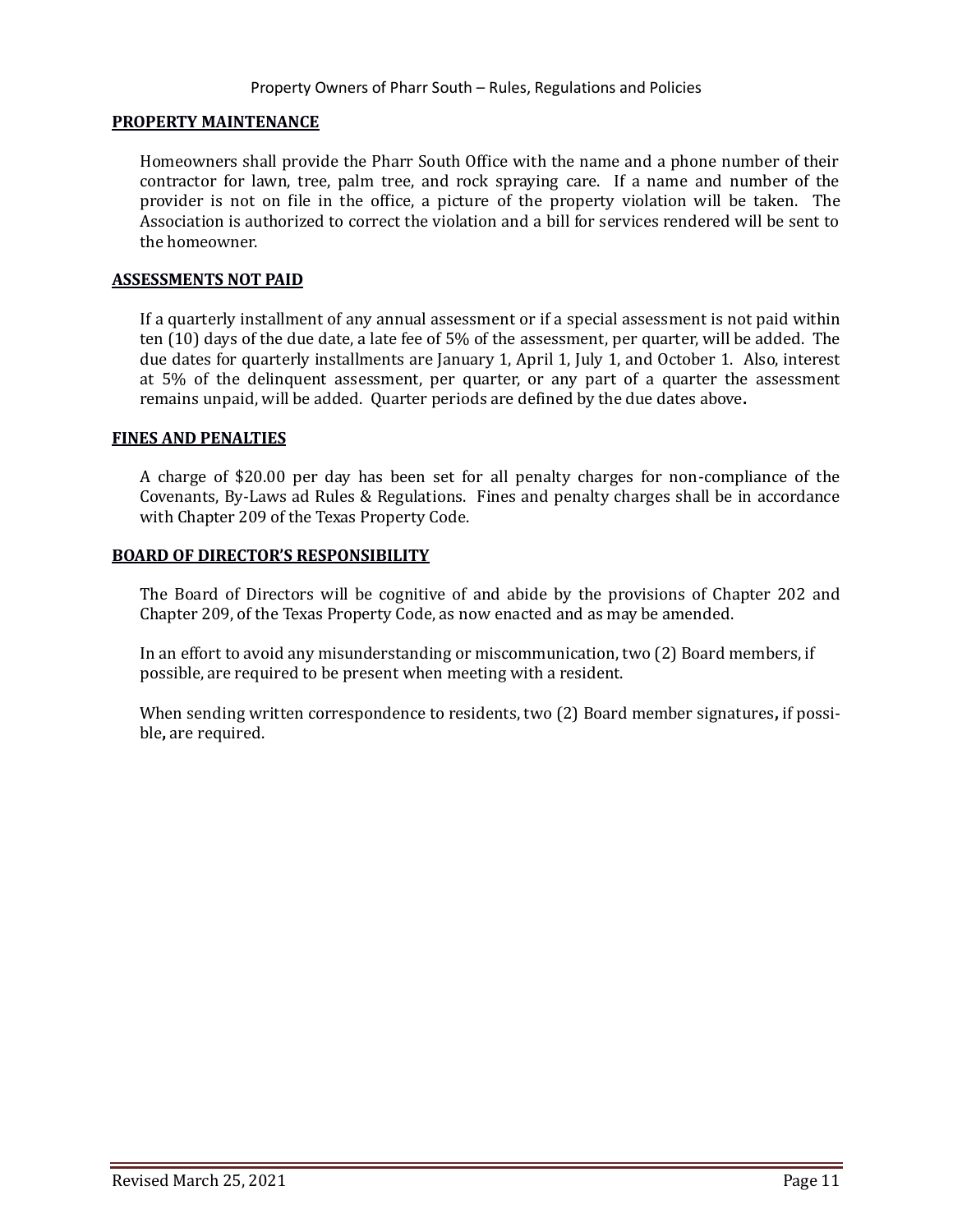## PROPERTY MAINTENANCE

Homeowners shall provide the Pharr South Office with the name and a phone number of their contractor for lawn, tree, palm tree, and rock spraying care. If a name and number of the provider is not on file in the office, a picture of the property violation will be taken. The Association is authorized to correct the violation and a bill for services rendered will be sent to the homeowner.

## ASSESSMENTS NOT PAID

If a quarterly installment of any annual assessment or if a special assessment is not paid within ten (10) days of the due date, a late fee of 5% of the assessment, per quarter, will be added. The due dates for quarterly installments are January 1, April 1, July 1, and October 1. Also, interest at 5% of the delinquent assessment, per quarter, or any part of a quarter the assessment remains unpaid, will be added. Quarter periods are defined by the due dates above**.**

## FINES AND PENALTIES

A charge of $20.00 per day has been set for all penalty charges for non-compliance of the Covenants, By-Laws ad Rules & Regulations. Fines and penalty charges shall be in accordance with Chapter 209 of the Texas Property Code.

## BOARD OF DIRECTOR'S RESPONSIBILITY

The Board of Directors will be cognitive of and abide by the provisions of Chapter 202 and Chapter 209, of the Texas Property Code, as now enacted and as may be amended.

In an effort to avoid any misunderstanding or miscommunication, two (2) Board members, if possible, are required to be present when meeting with a resident.

When sending written correspondence to residents, two (2) Board member signatures**,** if possible**,** are required.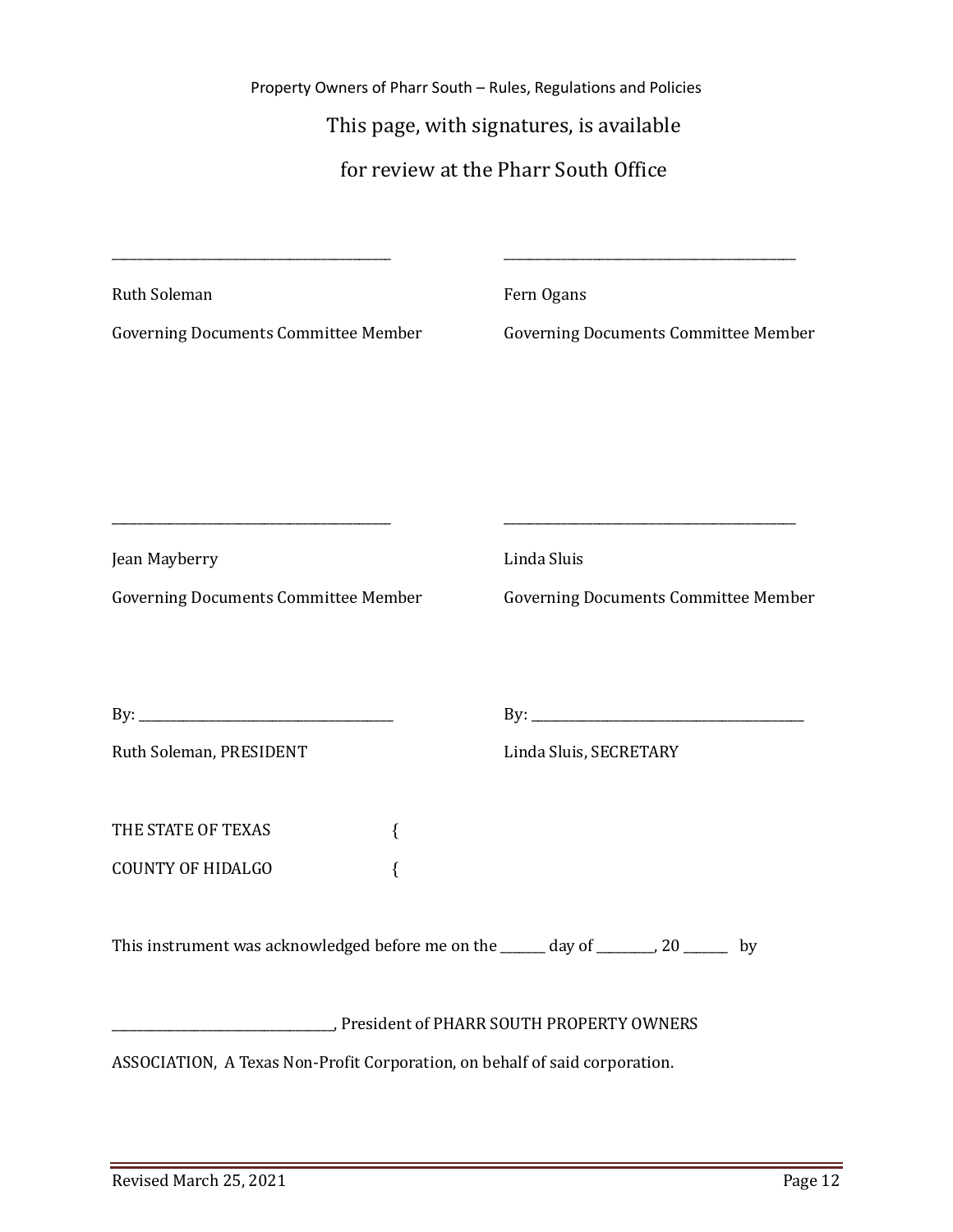This page, with signatures, is available

for review at the Pharr South Office

\_\_\_\_\_\_\_\_\_\_\_\_\_\_\_\_\_\_\_\_\_\_\_\_\_\_\_\_\_\_\_\_\_\_\_\_\_\_\_\_\_\_\_\_

Ruth Soleman

Governing Documents Committee Member

\_\_\_\_\_\_\_\_\_\_\_\_\_\_\_\_\_\_\_\_\_\_\_\_\_\_\_\_\_\_\_\_\_\_\_\_\_\_\_\_\_\_\_\_

Fern Ogans

Governing Documents Committee Member

\_\_\_\_\_\_\_\_\_\_\_\_\_\_\_\_\_\_\_\_\_\_\_\_\_\_\_\_\_\_\_\_\_\_\_\_\_\_\_\_\_\_\_\_

Jean Mayberry

Governing Documents Committee Member

\_\_\_\_\_\_\_\_\_\_\_\_\_\_\_\_\_\_\_\_\_\_\_\_\_\_\_\_\_\_\_\_\_\_\_\_\_\_\_\_\_\_\_\_

Linda Sluis

Governing Documents Committee Member

By: \_\_\_\_\_\_\_\_\_\_\_\_\_\_\_\_\_\_\_\_\_\_\_\_\_\_\_\_\_\_\_\_\_\_\_\_\_\_\_\_

Ruth Soleman, PRESIDENT

By: \_\_\_\_\_\_\_\_\_\_\_\_\_\_\_\_\_\_\_\_\_\_\_\_\_\_\_\_\_\_\_\_\_\_\_\_\_\_\_\_

Linda Sluis, SECRETARY

THE STATE OF TEXAS {

COUNTY OF HIDALGO {

This instrument was acknowledged before me on the \_\_\_\_\_\_\_ day of \_\_\_\_\_\_\_\_\_, 20 \_\_\_\_\_\_\_ by

\_\_\_\_\_\_\_\_\_\_\_\_\_\_\_\_\_\_\_\_\_\_\_\_\_\_\_\_\_\_\_\_\_\_, President of PHARR SOUTH PROPERTY OWNERS ASSOCIATION, A Texas Non-Profit Corporation, on behalf of said corporation.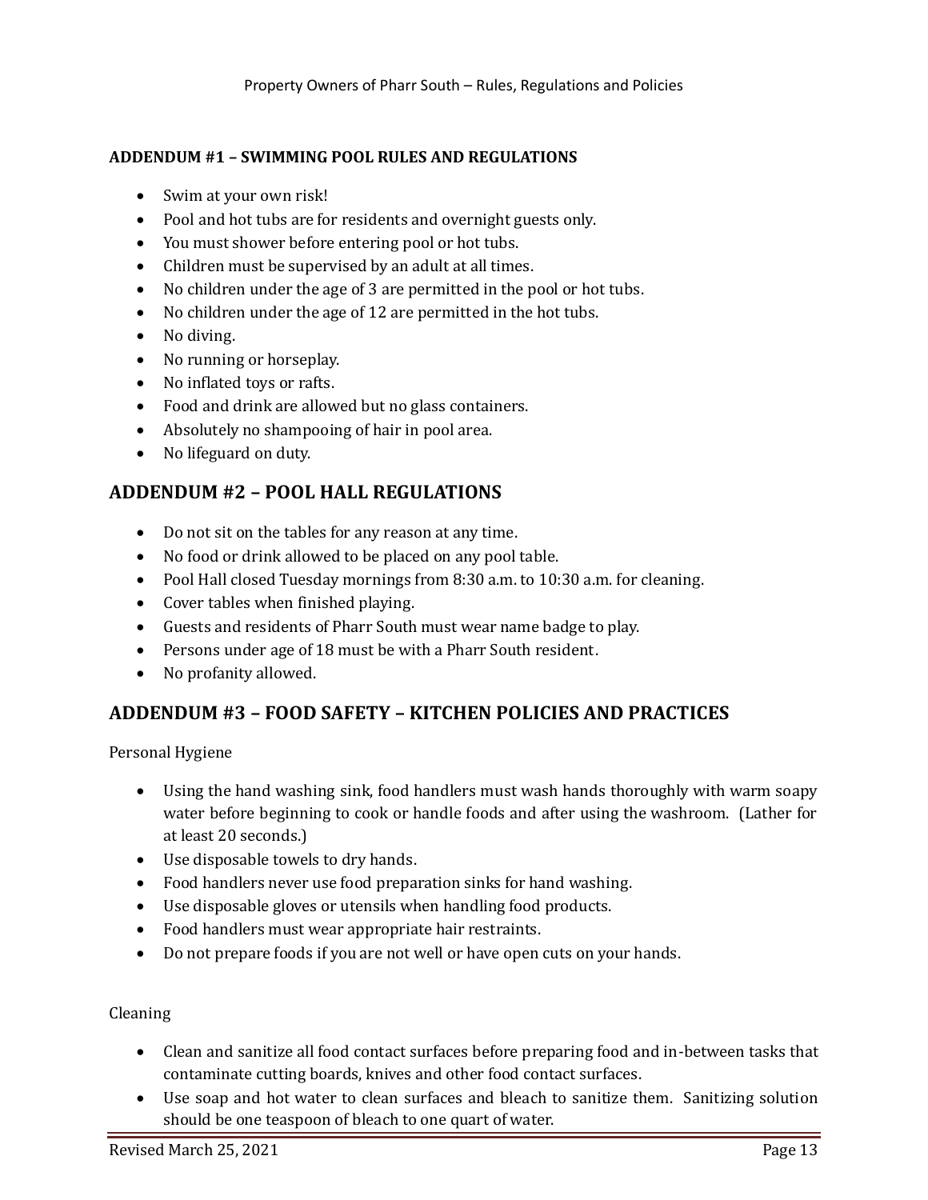**ADDENDUM #1 – SWIMMING POOL RULES AND REGULATIONS**

- Swim at your own risk!
- Pool and hot tubs are for residents and overnight guests only.
- You must shower before entering pool or hot tubs.
- Children must be supervised by an adult at all times.
- No children under the age of 3 are permitted in the pool or hot tubs.
- No children under the age of 12 are permitted in the hot tubs.
- No diving.
- No running or horseplay.
- No inflated toys or rafts.
- Food and drink are allowed but no glass containers.
- Absolutely no shampooing of hair in pool area.
- No lifeguard on duty.

## ADDENDUM #2 – POOL HALL REGULATIONS

- Do not sit on the tables for any reason at any time.
- No food or drink allowed to be placed on any pool table.
- Pool Hall closed Tuesday mornings from 8:30 a.m. to 10:30 a.m. for cleaning.
- Cover tables when finished playing.
- Guests and residents of Pharr South must wear name badge to play.
- Persons under age of 18 must be with a Pharr South resident.
- No profanity allowed.

## ADDENDUM #3 – FOOD SAFETY – KITCHEN POLICIES AND PRACTICES

Personal Hygiene

- Using the hand washing sink, food handlers must wash hands thoroughly with warm soapy water before beginning to cook or handle foods and after using the washroom. (Lather for at least 20 seconds.)
- Use disposable towels to dry hands.
- Food handlers never use food preparation sinks for hand washing.
- Use disposable gloves or utensils when handling food products.
- Food handlers must wear appropriate hair restraints.
- Do not prepare foods if you are not well or have open cuts on your hands.

Cleaning

- Clean and sanitize all food contact surfaces before preparing food and in-between tasks that contaminate cutting boards, knives and other food contact surfaces.
- Use soap and hot water to clean surfaces and bleach to sanitize them. Sanitizing solution should be one teaspoon of bleach to one quart of water.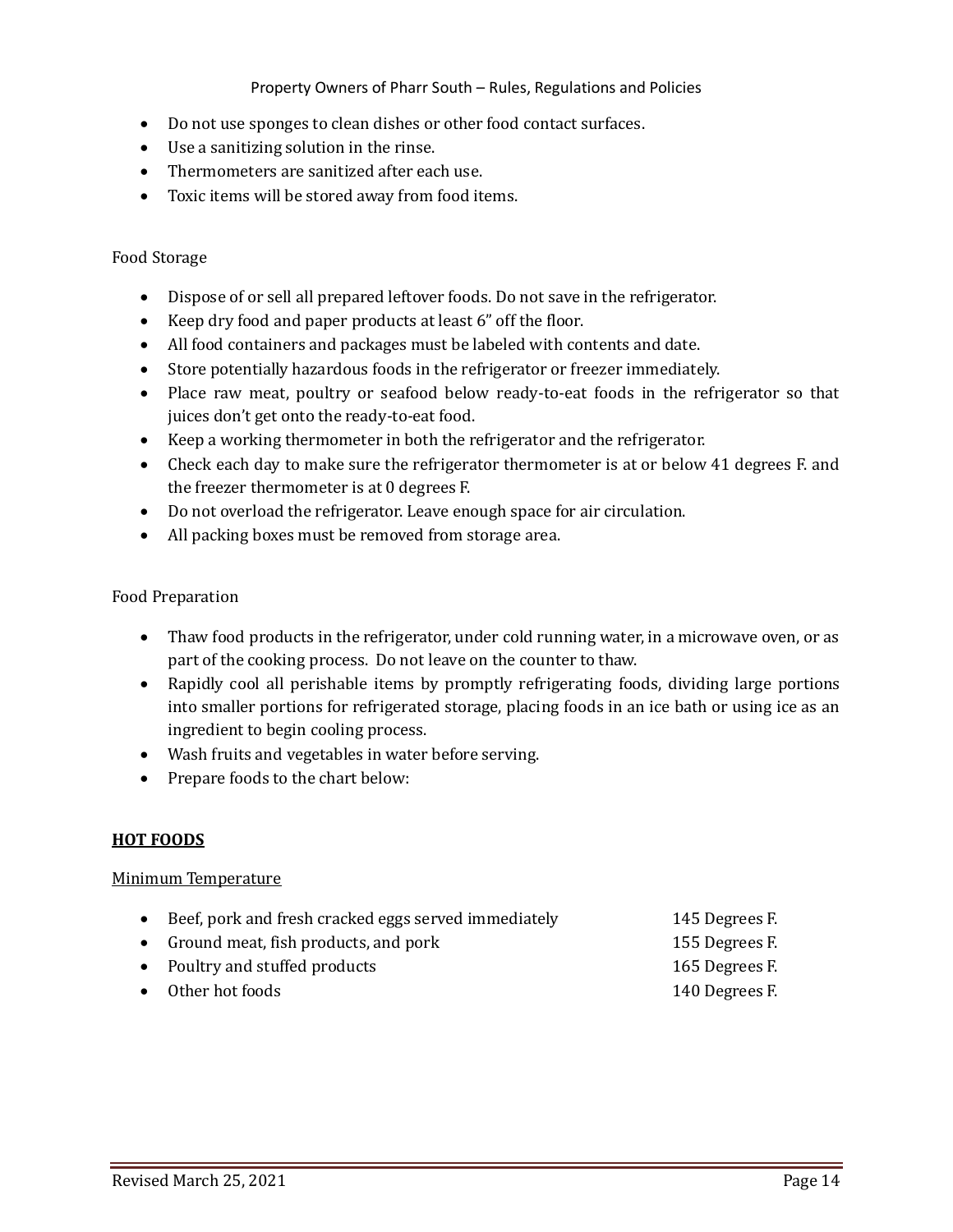- Do not use sponges to clean dishes or other food contact surfaces.
- Use a sanitizing solution in the rinse.
- Thermometers are sanitized after each use.
- Toxic items will be stored away from food items.

Food Storage

- Dispose of or sell all prepared leftover foods. Do not save in the refrigerator.
- Keep dry food and paper products at least 6" off the floor.
- All food containers and packages must be labeled with contents and date.
- Store potentially hazardous foods in the refrigerator or freezer immediately.
- Place raw meat, poultry or seafood below ready-to-eat foods in the refrigerator so that juices don't get onto the ready-to-eat food.
- Keep a working thermometer in both the refrigerator and the refrigerator.
- Check each day to make sure the refrigerator thermometer is at or below 41 degrees F. and the freezer thermometer is at 0 degrees F.
- Do not overload the refrigerator. Leave enough space for air circulation.
- All packing boxes must be removed from storage area.

Food Preparation

- Thaw food products in the refrigerator, under cold running water, in a microwave oven, or as part of the cooking process. Do not leave on the counter to thaw.
- Rapidly cool all perishable items by promptly refrigerating foods, dividing large portions into smaller portions for refrigerated storage, placing foods in an ice bath or using ice as an ingredient to begin cooling process.
- Wash fruits and vegetables in water before serving.
- Prepare foods to the chart below:

**<u>HOT FOODS</u>**

<u>Minimum Temperature</u>

- Beef, pork and fresh cracked eggs served immediately 145 Degrees F.
- Ground meat, fish products, and pork 155 Degrees F.
- Poultry and stuffed products 165 Degrees F.
- Other hot foods 140 Degrees F.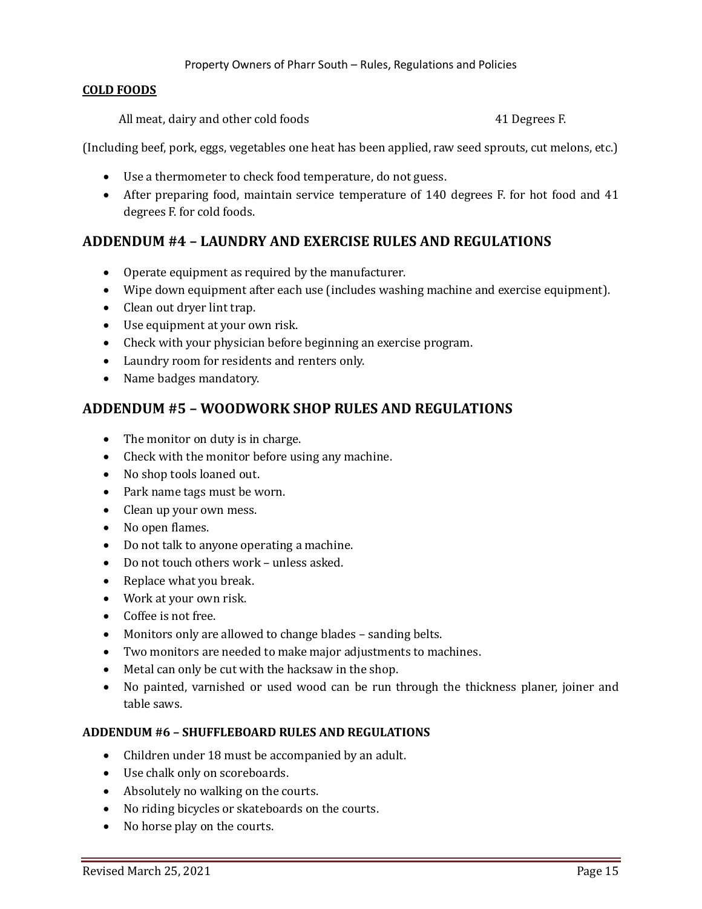**COLD FOODS**

All meat, dairy and other cold foods 41 Degrees F.

(Including beef, pork, eggs, vegetables one heat has been applied, raw seed sprouts, cut melons, etc.)

- Use a thermometer to check food temperature, do not guess.
- After preparing food, maintain service temperature of 140 degrees F. for hot food and 41 degrees F. for cold foods.

## ADDENDUM #4 – LAUNDRY AND EXERCISE RULES AND REGULATIONS

- Operate equipment as required by the manufacturer.
- Wipe down equipment after each use (includes washing machine and exercise equipment).
- Clean out dryer lint trap.
- Use equipment at your own risk.
- Check with your physician before beginning an exercise program.
- Laundry room for residents and renters only.
- Name badges mandatory.

## ADDENDUM #5 – WOODWORK SHOP RULES AND REGULATIONS

- The monitor on duty is in charge.
- Check with the monitor before using any machine.
- No shop tools loaned out.
- Park name tags must be worn.
- Clean up your own mess.
- No open flames.
- Do not talk to anyone operating a machine.
- Do not touch others work – unless asked.
- Replace what you break.
- Work at your own risk.
- Coffee is not free.
- Monitors only are allowed to change blades – sanding belts.
- Two monitors are needed to make major adjustments to machines.
- Metal can only be cut with the hacksaw in the shop.
- No painted, varnished or used wood can be run through the thickness planer, joiner and table saws.

**ADDENDUM #6 – SHUFFLEBOARD RULES AND REGULATIONS**

- Children under 18 must be accompanied by an adult.
- Use chalk only on scoreboards.
- Absolutely no walking on the courts.
- No riding bicycles or skateboards on the courts.
- No horse play on the courts.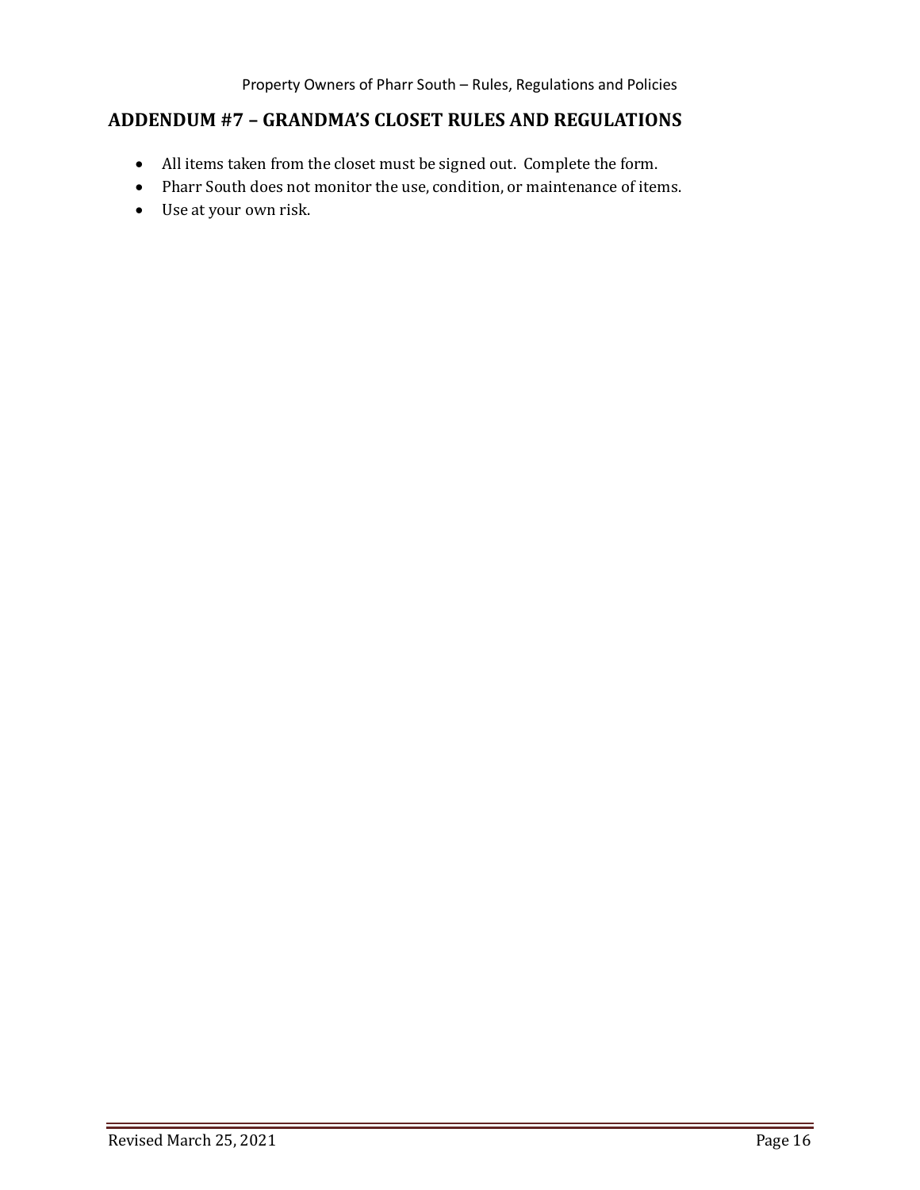## ADDENDUM #7 – GRANDMA'S CLOSET RULES AND REGULATIONS

- All items taken from the closet must be signed out. Complete the form.
- Pharr South does not monitor the use, condition, or maintenance of items.
- Use at your own risk.